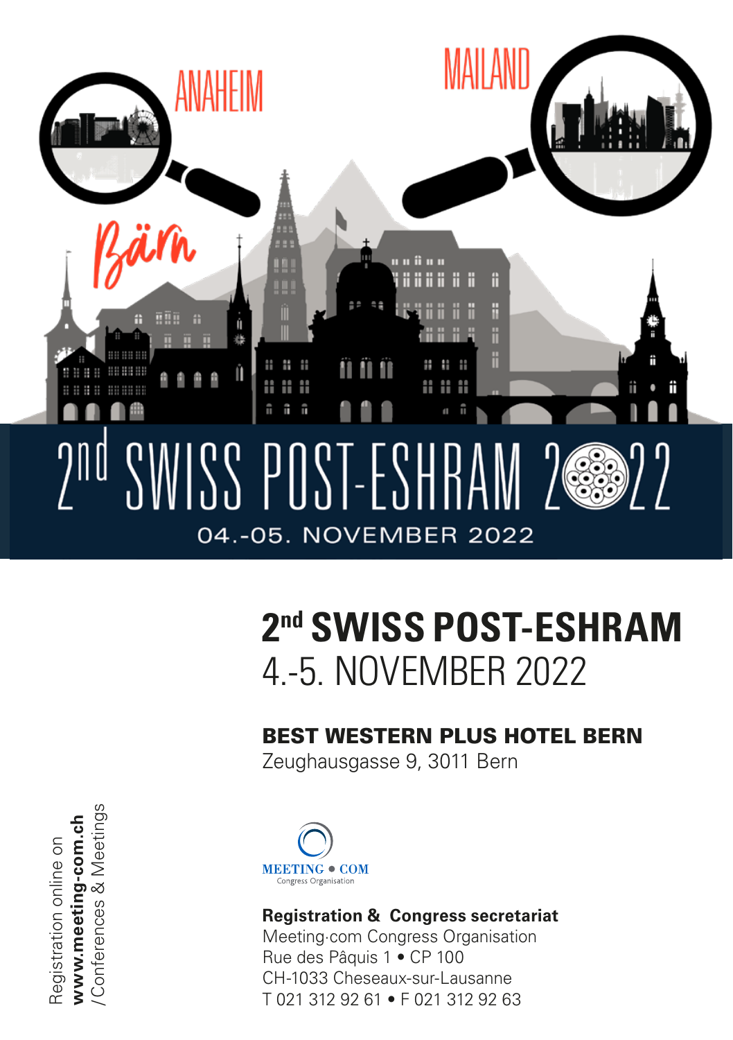ANAHEIM

MAILAND

Bärn

# 2nd SWISS POST-ESHRAM 2022

04.-05. NOVEMBER 2022

# 2nd SWISS POST-ESHRAM

4.-5. NOVEMBER 2022

**BEST WESTERN PLUS HOTEL BERN**
Zeughausgasse 9, 3011 Bern

MEETING • COM
Congress Organisation

**Registration & Congress secretariat**
Meeting·com Congress Organisation
Rue des Pâquis 1 • CP 100
CH-1033 Cheseaux-sur-Lausanne
T 021 312 92 61 • F 021 312 92 63

Registration online on **www.meeting-com.ch** /Conferences & Meetings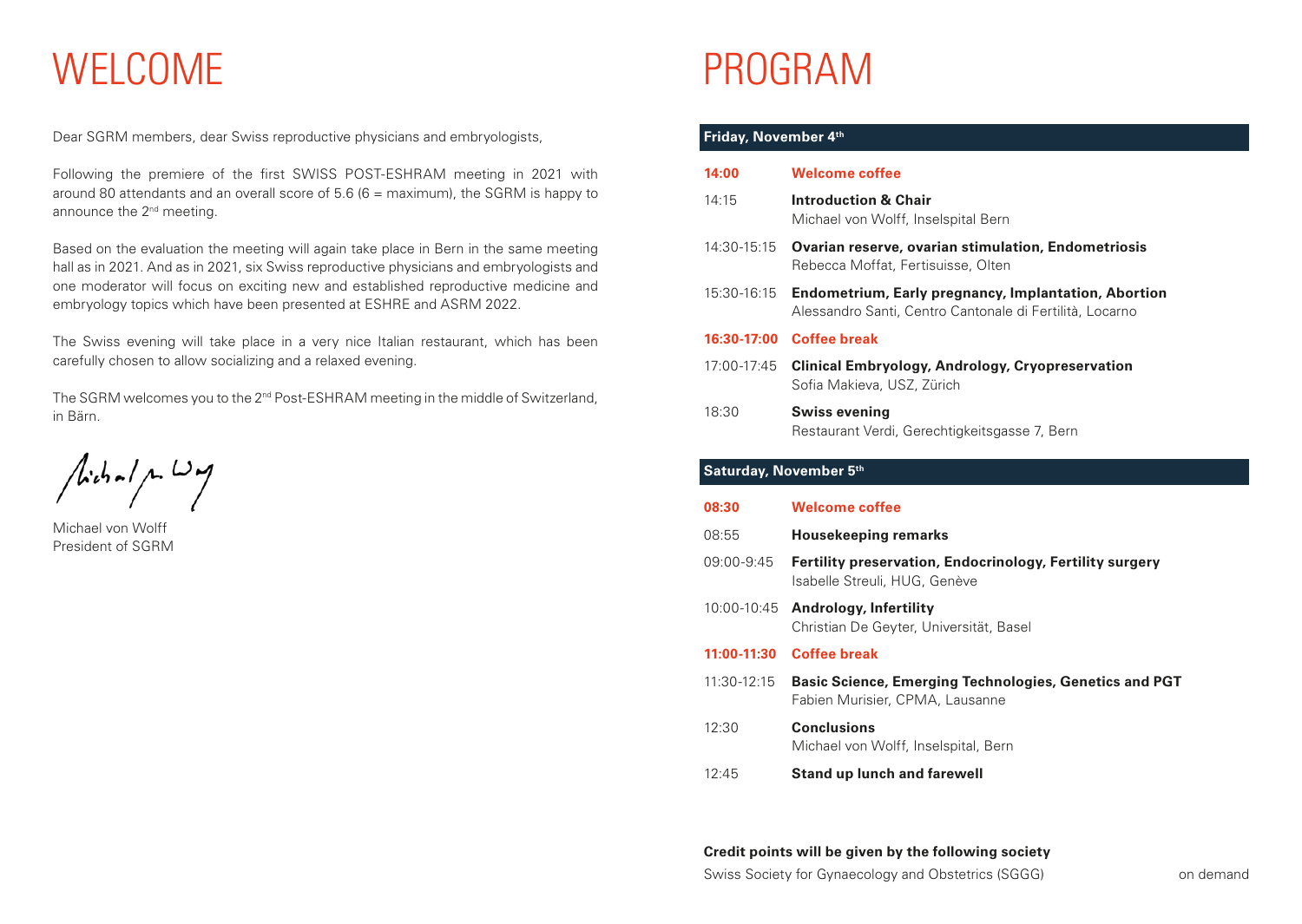# WELCOME

Dear SGRM members, dear Swiss reproductive physicians and embryologists,

Following the premiere of the first SWISS POST-ESHRAM meeting in 2021 with around 80 attendants and an overall score of 5.6 (6 = maximum), the SGRM is happy to announce the 2nd meeting.

Based on the evaluation the meeting will again take place in Bern in the same meeting hall as in 2021. And as in 2021, six Swiss reproductive physicians and embryologists and one moderator will focus on exciting new and established reproductive medicine and embryology topics which have been presented at ESHRE and ASRM 2022.

The Swiss evening will take place in a very nice Italian restaurant, which has been carefully chosen to allow socializing and a relaxed evening.

The SGRM welcomes you to the 2nd Post-ESHRAM meeting in the middle of Switzerland, in Bärn.

Michael von Wolff
President of SGRM

# PROGRAM

## Friday, November 4th

| | |
|---|---|
| **14:00** | **Welcome coffee** |
| 14:15 | **Introduction & Chair**<br>Michael von Wolff, Inselspital Bern |
| 14:30-15:15 | **Ovarian reserve, ovarian stimulation, Endometriosis**<br>Rebecca Moffat, Fertisuisse, Olten |
| 15:30-16:15 | **Endometrium, Early pregnancy, Implantation, Abortion**<br>Alessandro Santi, Centro Cantonale di Fertilità, Locarno |
| **16:30-17:00** | **Coffee break** |
| 17:00-17:45 | **Clinical Embryology, Andrology, Cryopreservation**<br>Sofia Makieva, USZ, Zürich |
| 18:30 | **Swiss evening**<br>Restaurant Verdi, Gerechtigkeitsgasse 7, Bern |

## Saturday, November 5th

| | |
|---|---|
| **08:30** | **Welcome coffee** |
| 08:55 | **Housekeeping remarks** |
| 09:00-9:45 | **Fertility preservation, Endocrinology, Fertility surgery**<br>Isabelle Streuli, HUG, Genève |
| 10:00-10:45 | **Andrology, Infertility**<br>Christian De Geyter, Universität, Basel |
| **11:00-11:30** | **Coffee break** |
| 11:30-12:15 | **Basic Science, Emerging Technologies, Genetics and PGT**<br>Fabien Murisier, CPMA, Lausanne |
| 12:30 | **Conclusions**<br>Michael von Wolff, Inselspital, Bern |
| 12:45 | **Stand up lunch and farewell** |

**Credit points will be given by the following society**

Swiss Society for Gynaecology and Obstetrics (SGGG) on demand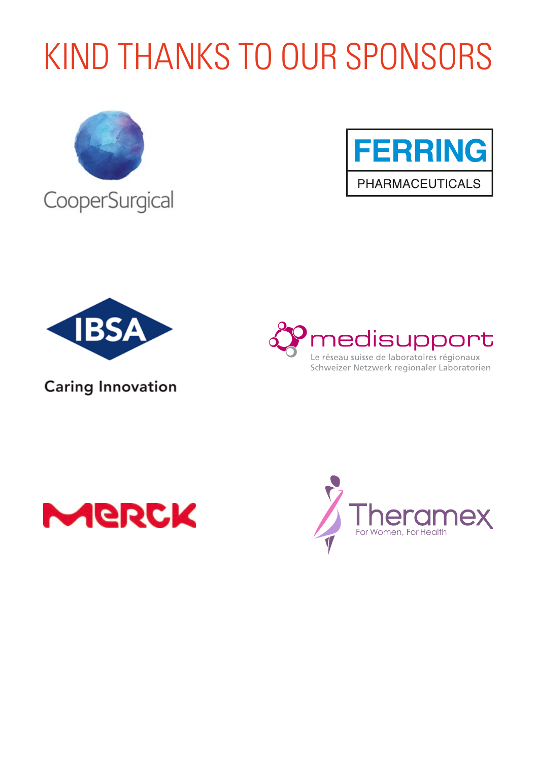# KIND THANKS TO OUR SPONSORS

CooperSurgical

FERRING
PHARMACEUTICALS

IBSA
Caring Innovation

medisupport
Le réseau suisse de laboratoires régionaux
Schweizer Netzwerk regionaler Laboratorien

MERCK

Theramex
For Women, For Health